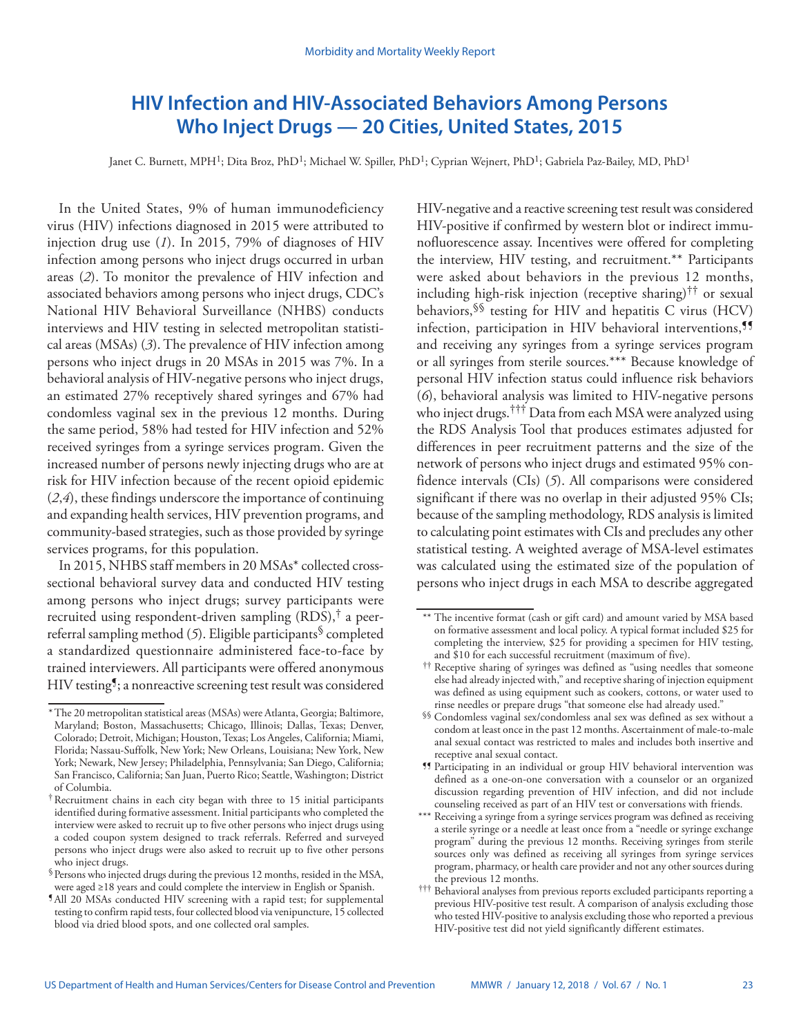# HIV Infection and HIV-Associated Behaviors Among Persons Who Inject Drugs — 20 Cities, United States, 2015

Janet C. Burnett, MPH[1]; Dita Broz, PhD[1]; Michael W. Spiller, PhD[1]; Cyprian Wejnert, PhD[1]; Gabriela Paz-Bailey, MD, PhD[1]

In the United States, 9% of human immunodeficiency virus (HIV) infections diagnosed in 2015 were attributed to injection drug use (*1*). In 2015, 79% of diagnoses of HIV infection among persons who inject drugs occurred in urban areas (*2*). To monitor the prevalence of HIV infection and associated behaviors among persons who inject drugs, CDC's National HIV Behavioral Surveillance (NHBS) conducts interviews and HIV testing in selected metropolitan statistical areas (MSAs) (*3*). The prevalence of HIV infection among persons who inject drugs in 20 MSAs in 2015 was 7%. In a behavioral analysis of HIV-negative persons who inject drugs, an estimated 27% receptively shared syringes and 67% had condomless vaginal sex in the previous 12 months. During the same period, 58% had tested for HIV infection and 52% received syringes from a syringe services program. Given the increased number of persons newly injecting drugs who are at risk for HIV infection because of the recent opioid epidemic (*2*,*4*), these findings underscore the importance of continuing and expanding health services, HIV prevention programs, and community-based strategies, such as those provided by syringe services programs, for this population.

In 2015, NHBS staff members in 20 MSAs* collected cross-sectional behavioral survey data and conducted HIV testing among persons who inject drugs; survey participants were recruited using respondent-driven sampling (RDS),† a peer-referral sampling method (*5*). Eligible participants§ completed a standardized questionnaire administered face-to-face by trained interviewers. All participants were offered anonymous HIV testing¶; a nonreactive screening test result was considered HIV-negative and a reactive screening test result was considered HIV-positive if confirmed by western blot or indirect immunofluorescence assay. Incentives were offered for completing the interview, HIV testing, and recruitment.** Participants were asked about behaviors in the previous 12 months, including high-risk injection (receptive sharing)†† or sexual behaviors,§§ testing for HIV and hepatitis C virus (HCV) infection, participation in HIV behavioral interventions,¶¶ and receiving any syringes from a syringe services program or all syringes from sterile sources.*** Because knowledge of personal HIV infection status could influence risk behaviors (*6*), behavioral analysis was limited to HIV-negative persons who inject drugs.††† Data from each MSA were analyzed using the RDS Analysis Tool that produces estimates adjusted for differences in peer recruitment patterns and the size of the network of persons who inject drugs and estimated 95% confidence intervals (CIs) (*5*). All comparisons were considered significant if there was no overlap in their adjusted 95% CIs; because of the sampling methodology, RDS analysis is limited to calculating point estimates with CIs and precludes any other statistical testing. A weighted average of MSA-level estimates was calculated using the estimated size of the population of persons who inject drugs in each MSA to describe aggregated

---

\* The 20 metropolitan statistical areas (MSAs) were Atlanta, Georgia; Baltimore, Maryland; Boston, Massachusetts; Chicago, Illinois; Dallas, Texas; Denver, Colorado; Detroit, Michigan; Houston, Texas; Los Angeles, California; Miami, Florida; Nassau-Suffolk, New York; New Orleans, Louisiana; New York, New York; Newark, New Jersey; Philadelphia, Pennsylvania; San Diego, California; San Francisco, California; San Juan, Puerto Rico; Seattle, Washington; District of Columbia.

† Recruitment chains in each city began with three to 15 initial participants identified during formative assessment. Initial participants who completed the interview were asked to recruit up to five other persons who inject drugs using a coded coupon system designed to track referrals. Referred and surveyed persons who inject drugs were also asked to recruit up to five other persons who inject drugs.

§ Persons who injected drugs during the previous 12 months, resided in the MSA, were aged ≥18 years and could complete the interview in English or Spanish.

¶ All 20 MSAs conducted HIV screening with a rapid test; for supplemental testing to confirm rapid tests, four collected blood via venipuncture, 15 collected blood via dried blood spots, and one collected oral samples.

\** The incentive format (cash or gift card) and amount varied by MSA based on formative assessment and local policy. A typical format included $25 for completing the interview, $25 for providing a specimen for HIV testing, and $10 for each successful recruitment (maximum of five).

†† Receptive sharing of syringes was defined as "using needles that someone else had already injected with," and receptive sharing of injection equipment was defined as using equipment such as cookers, cottons, or water used to rinse needles or prepare drugs "that someone else had already used."

§§ Condomless vaginal sex/condomless anal sex was defined as sex without a condom at least once in the past 12 months. Ascertainment of male-to-male anal sexual contact was restricted to males and includes both insertive and receptive anal sexual contact.

¶¶ Participating in an individual or group HIV behavioral intervention was defined as a one-on-one conversation with a counselor or an organized discussion regarding prevention of HIV infection, and did not include counseling received as part of an HIV test or conversations with friends.

\*** Receiving a syringe from a syringe services program was defined as receiving a sterile syringe or a needle at least once from a "needle or syringe exchange program" during the previous 12 months. Receiving syringes from sterile sources only was defined as receiving all syringes from syringe services program, pharmacy, or health care provider and not any other sources during the previous 12 months.

††† Behavioral analyses from previous reports excluded participants reporting a previous HIV-positive test result. A comparison of analysis excluding those who tested HIV-positive to analysis excluding those who reported a previous HIV-positive test did not yield significantly different estimates.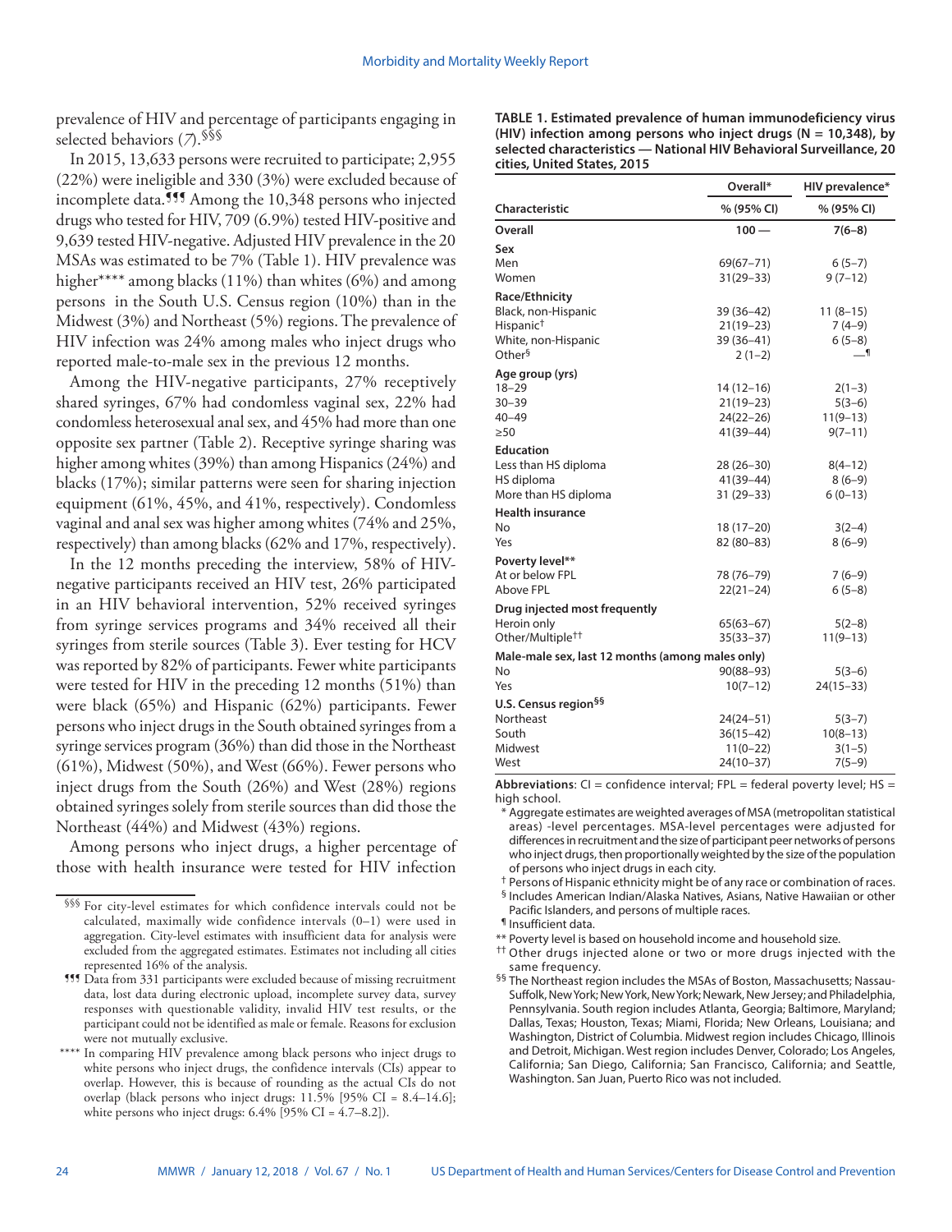prevalence of HIV and percentage of participants engaging in selected behaviors (7).§§§

In 2015, 13,633 persons were recruited to participate; 2,955 (22%) were ineligible and 330 (3%) were excluded because of incomplete data.¶¶¶ Among the 10,348 persons who injected drugs who tested for HIV, 709 (6.9%) tested HIV-positive and 9,639 tested HIV-negative. Adjusted HIV prevalence in the 20 MSAs was estimated to be 7% (Table 1). HIV prevalence was higher**** among blacks (11%) than whites (6%) and among persons in the South U.S. Census region (10%) than in the Midwest (3%) and Northeast (5%) regions. The prevalence of HIV infection was 24% among males who inject drugs who reported male-to-male sex in the previous 12 months.

Among the HIV-negative participants, 27% receptively shared syringes, 67% had condomless vaginal sex, 22% had condomless heterosexual anal sex, and 45% had more than one opposite sex partner (Table 2). Receptive syringe sharing was higher among whites (39%) than among Hispanics (24%) and blacks (17%); similar patterns were seen for sharing injection equipment (61%, 45%, and 41%, respectively). Condomless vaginal and anal sex was higher among whites (74% and 25%, respectively) than among blacks (62% and 17%, respectively).

In the 12 months preceding the interview, 58% of HIV-negative participants received an HIV test, 26% participated in an HIV behavioral intervention, 52% received syringes from syringe services programs and 34% received all their syringes from sterile sources (Table 3). Ever testing for HCV was reported by 82% of participants. Fewer white participants were tested for HIV in the preceding 12 months (51%) than were black (65%) and Hispanic (62%) participants. Fewer persons who inject drugs in the South obtained syringes from a syringe services program (36%) than did those in the Northeast (61%), Midwest (50%), and West (66%). Fewer persons who inject drugs from the South (26%) and West (28%) regions obtained syringes solely from sterile sources than did those the Northeast (44%) and Midwest (43%) regions.

Among persons who inject drugs, a higher percentage of those with health insurance were tested for HIV infection

§§§ For city-level estimates for which confidence intervals could not be calculated, maximally wide confidence intervals (0–1) were used in aggregation. City-level estimates with insufficient data for analysis were excluded from the aggregated estimates. Estimates not including all cities represented 16% of the analysis.

¶¶¶ Data from 331 participants were excluded because of missing recruitment data, lost data during electronic upload, incomplete survey data, survey responses with questionable validity, invalid HIV test results, or the participant could not be identified as male or female. Reasons for exclusion were not mutually exclusive.

**** In comparing HIV prevalence among black persons who inject drugs to white persons who inject drugs, the confidence intervals (CIs) appear to overlap. However, this is because of rounding as the actual CIs do not overlap (black persons who inject drugs: 11.5% [95% CI = 8.4–14.6]; white persons who inject drugs: 6.4% [95% CI = 4.7–8.2]).

**TABLE 1. Estimated prevalence of human immunodeficiency virus (HIV) infection among persons who inject drugs (N = 10,348), by selected characteristics — National HIV Behavioral Surveillance, 20 cities, United States, 2015**

| Characteristic | Overall* % (95% CI) | HIV prevalence* % (95% CI) |
|---|---|---|
| **Overall** | **100 —** | **7(6–8)** |
| **Sex** | | |
| Men | 69(67–71) | 6 (5–7) |
| Women | 31(29–33) | 9 (7–12) |
| **Race/Ethnicity** | | |
| Black, non-Hispanic | 39 (36–42) | 11 (8–15) |
| Hispanic† | 21(19–23) | 7 (4–9) |
| White, non-Hispanic | 39 (36–41) | 6 (5–8) |
| Other§ | 2 (1–2) | —¶ |
| **Age group (yrs)** | | |
| 18–29 | 14 (12–16) | 2(1–3) |
| 30–39 | 21(19–23) | 5(3–6) |
| 40–49 | 24(22–26) | 11(9–13) |
| ≥50 | 41(39–44) | 9(7–11) |
| **Education** | | |
| Less than HS diploma | 28 (26–30) | 8(4–12) |
| HS diploma | 41(39–44) | 8 (6–9) |
| More than HS diploma | 31 (29–33) | 6 (0–13) |
| **Health insurance** | | |
| No | 18 (17–20) | 3(2–4) |
| Yes | 82 (80–83) | 8 (6–9) |
| **Poverty level**\*\* | | |
| At or below FPL | 78 (76–79) | 7 (6–9) |
| Above FPL | 22(21–24) | 6 (5–8) |
| **Drug injected most frequently** | | |
| Heroin only | 65(63–67) | 5(2–8) |
| Other/Multiple†† | 35(33–37) | 11(9–13) |
| **Male-male sex, last 12 months (among males only)** | | |
| No | 90(88–93) | 5(3–6) |
| Yes | 10(7–12) | 24(15–33) |
| **U.S. Census region§§** | | |
| Northeast | 24(24–51) | 5(3–7) |
| South | 36(15–42) | 10(8–13) |
| Midwest | 11(0–22) | 3(1–5) |
| West | 24(10–37) | 7(5–9) |

**Abbreviations**: CI = confidence interval; FPL = federal poverty level; HS = high school.

\* Aggregate estimates are weighted averages of MSA (metropolitan statistical areas) -level percentages. MSA-level percentages were adjusted for differences in recruitment and the size of participant peer networks of persons who inject drugs, then proportionally weighted by the size of the population of persons who inject drugs in each city.

† Persons of Hispanic ethnicity might be of any race or combination of races.

§ Includes American Indian/Alaska Natives, Asians, Native Hawaiian or other Pacific Islanders, and persons of multiple races.

¶ Insufficient data.

\*\* Poverty level is based on household income and household size.

†† Other drugs injected alone or two or more drugs injected with the same frequency.

§§ The Northeast region includes the MSAs of Boston, Massachusetts; Nassau-Suffolk, New York; New York, New York; Newark, New Jersey; and Philadelphia, Pennsylvania. South region includes Atlanta, Georgia; Baltimore, Maryland; Dallas, Texas; Houston, Texas; Miami, Florida; New Orleans, Louisiana; and Washington, District of Columbia. Midwest region includes Chicago, Illinois and Detroit, Michigan. West region includes Denver, Colorado; Los Angeles, California; San Diego, California; San Francisco, California; and Seattle, Washington. San Juan, Puerto Rico was not included.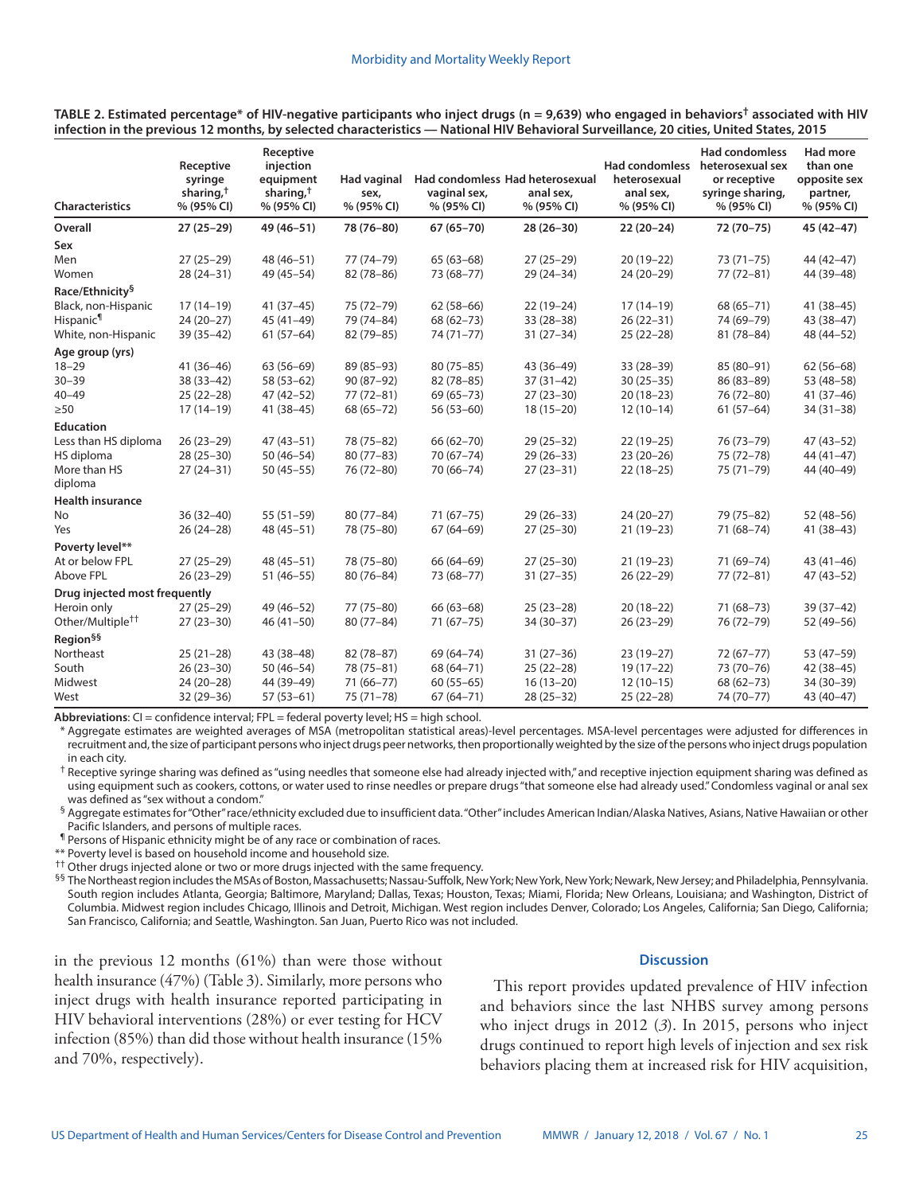**TABLE 2. Estimated percentage* of HIV-negative participants who inject drugs (n = 9,639) who engaged in behaviors† associated with HIV infection in the previous 12 months, by selected characteristics — National HIV Behavioral Surveillance, 20 cities, United States, 2015**

| Characteristics | Receptive syringe sharing,† % (95% CI) | Receptive injection equipment sharing,† % (95% CI) | Had vaginal sex, % (95% CI) | Had condomless vaginal sex, % (95% CI) | Had heterosexual anal sex, % (95% CI) | Had condomless heterosexual anal sex, % (95% CI) | Had condomless heterosexual sex or receptive syringe sharing, % (95% CI) | Had more than one opposite sex partner, % (95% CI) |
|---|---|---|---|---|---|---|---|---|
| **Overall** | **27 (25–29)** | **49 (46–51)** | **78 (76–80)** | **67 (65–70)** | **28 (26–30)** | **22 (20–24)** | **72 (70–75)** | **45 (42–47)** |
| **Sex** | | | | | | | | |
| Men | 27 (25–29) | 48 (46–51) | 77 (74–79) | 65 (63–68) | 27 (25–29) | 20 (19–22) | 73 (71–75) | 44 (42–47) |
| Women | 28 (24–31) | 49 (45–54) | 82 (78–86) | 73 (68–77) | 29 (24–34) | 24 (20–29) | 77 (72–81) | 44 (39–48) |
| **Race/Ethnicity§** | | | | | | | | |
| Black, non-Hispanic | 17 (14–19) | 41 (37–45) | 75 (72–79) | 62 (58–66) | 22 (19–24) | 17 (14–19) | 68 (65–71) | 41 (38–45) |
| Hispanic¶ | 24 (20–27) | 45 (41–49) | 79 (74–84) | 68 (62–73) | 33 (28–38) | 26 (22–31) | 74 (69–79) | 43 (38–47) |
| White, non-Hispanic | 39 (35–42) | 61 (57–64) | 82 (79–85) | 74 (71–77) | 31 (27–34) | 25 (22–28) | 81 (78–84) | 48 (44–52) |
| **Age group (yrs)** | | | | | | | | |
| 18–29 | 41 (36–46) | 63 (56–69) | 89 (85–93) | 80 (75–85) | 43 (36–49) | 33 (28–39) | 85 (80–91) | 62 (56–68) |
| 30–39 | 38 (33–42) | 58 (53–62) | 90 (87–92) | 82 (78–85) | 37 (31–42) | 30 (25–35) | 86 (83–89) | 53 (48–58) |
| 40–49 | 25 (22–28) | 47 (42–52) | 77 (72–81) | 69 (65–73) | 27 (23–30) | 20 (18–23) | 76 (72–80) | 41 (37–46) |
| ≥50 | 17 (14–19) | 41 (38–45) | 68 (65–72) | 56 (53–60) | 18 (15–20) | 12 (10–14) | 61 (57–64) | 34 (31–38) |
| **Education** | | | | | | | | |
| Less than HS diploma | 26 (23–29) | 47 (43–51) | 78 (75–82) | 66 (62–70) | 29 (25–32) | 22 (19–25) | 76 (73–79) | 47 (43–52) |
| HS diploma | 28 (25–30) | 50 (46–54) | 80 (77–83) | 70 (67–74) | 29 (26–33) | 23 (20–26) | 75 (72–78) | 44 (41–47) |
| More than HS diploma | 27 (24–31) | 50 (45–55) | 76 (72–80) | 70 (66–74) | 27 (23–31) | 22 (18–25) | 75 (71–79) | 44 (40–49) |
| **Health insurance** | | | | | | | | |
| No | 36 (32–40) | 55 (51–59) | 80 (77–84) | 71 (67–75) | 29 (26–33) | 24 (20–27) | 79 (75–82) | 52 (48–56) |
| Yes | 26 (24–28) | 48 (45–51) | 78 (75–80) | 67 (64–69) | 27 (25–30) | 21 (19–23) | 71 (68–74) | 41 (38–43) |
| **Poverty level**** | | | | | | | | |
| At or below FPL | 27 (25–29) | 48 (45–51) | 78 (75–80) | 66 (64–69) | 27 (25–30) | 21 (19–23) | 71 (69–74) | 43 (41–46) |
| Above FPL | 26 (23–29) | 51 (46–55) | 80 (76–84) | 73 (68–77) | 31 (27–35) | 26 (22–29) | 77 (72–81) | 47 (43–52) |
| **Drug injected most frequently** | | | | | | | | |
| Heroin only | 27 (25–29) | 49 (46–52) | 77 (75–80) | 66 (63–68) | 25 (23–28) | 20 (18–22) | 71 (68–73) | 39 (37–42) |
| Other/Multiple†† | 27 (23–30) | 46 (41–50) | 80 (77–84) | 71 (67–75) | 34 (30–37) | 26 (23–29) | 76 (72–79) | 52 (49–56) |
| **Region§§** | | | | | | | | |
| Northeast | 25 (21–28) | 43 (38–48) | 82 (78–87) | 69 (64–74) | 31 (27–36) | 23 (19–27) | 72 (67–77) | 53 (47–59) |
| South | 26 (23–30) | 50 (46–54) | 78 (75–81) | 68 (64–71) | 25 (22–28) | 19 (17–22) | 73 (70–76) | 42 (38–45) |
| Midwest | 24 (20–28) | 44 (39–49) | 71 (66–77) | 60 (55–65) | 16 (13–20) | 12 (10–15) | 68 (62–73) | 34 (30–39) |
| West | 32 (29–36) | 57 (53–61) | 75 (71–78) | 67 (64–71) | 28 (25–32) | 25 (22–28) | 74 (70–77) | 43 (40–47) |

**Abbreviations**: CI = confidence interval; FPL = federal poverty level; HS = high school.

\* Aggregate estimates are weighted averages of MSA (metropolitan statistical areas)-level percentages. MSA-level percentages were adjusted for differences in recruitment and, the size of participant persons who inject drugs peer networks, then proportionally weighted by the size of the persons who inject drugs population in each city.

† Receptive syringe sharing was defined as "using needles that someone else had already injected with," and receptive injection equipment sharing was defined as using equipment such as cookers, cottons, or water used to rinse needles or prepare drugs "that someone else had already used." Condomless vaginal or anal sex was defined as "sex without a condom."

§ Aggregate estimates for "Other" race/ethnicity excluded due to insufficient data. "Other" includes American Indian/Alaska Natives, Asians, Native Hawaiian or other Pacific Islanders, and persons of multiple races.

¶ Persons of Hispanic ethnicity might be of any race or combination of races.

** Poverty level is based on household income and household size.

†† Other drugs injected alone or two or more drugs injected with the same frequency.

§§ The Northeast region includes the MSAs of Boston, Massachusetts; Nassau-Suffolk, New York; New York, New York; Newark, New Jersey; and Philadelphia, Pennsylvania. South region includes Atlanta, Georgia; Baltimore, Maryland; Dallas, Texas; Houston, Texas; Miami, Florida; New Orleans, Louisiana; and Washington, District of Columbia. Midwest region includes Chicago, Illinois and Detroit, Michigan. West region includes Denver, Colorado; Los Angeles, California; San Diego, California; San Francisco, California; and Seattle, Washington. San Juan, Puerto Rico was not included.

in the previous 12 months (61%) than were those without health insurance (47%) (Table 3). Similarly, more persons who inject drugs with health insurance reported participating in HIV behavioral interventions (28%) or ever testing for HCV infection (85%) than did those without health insurance (15% and 70%, respectively).

## Discussion

This report provides updated prevalence of HIV infection and behaviors since the last NHBS survey among persons who inject drugs in 2012 (*3*). In 2015, persons who inject drugs continued to report high levels of injection and sex risk behaviors placing them at increased risk for HIV acquisition,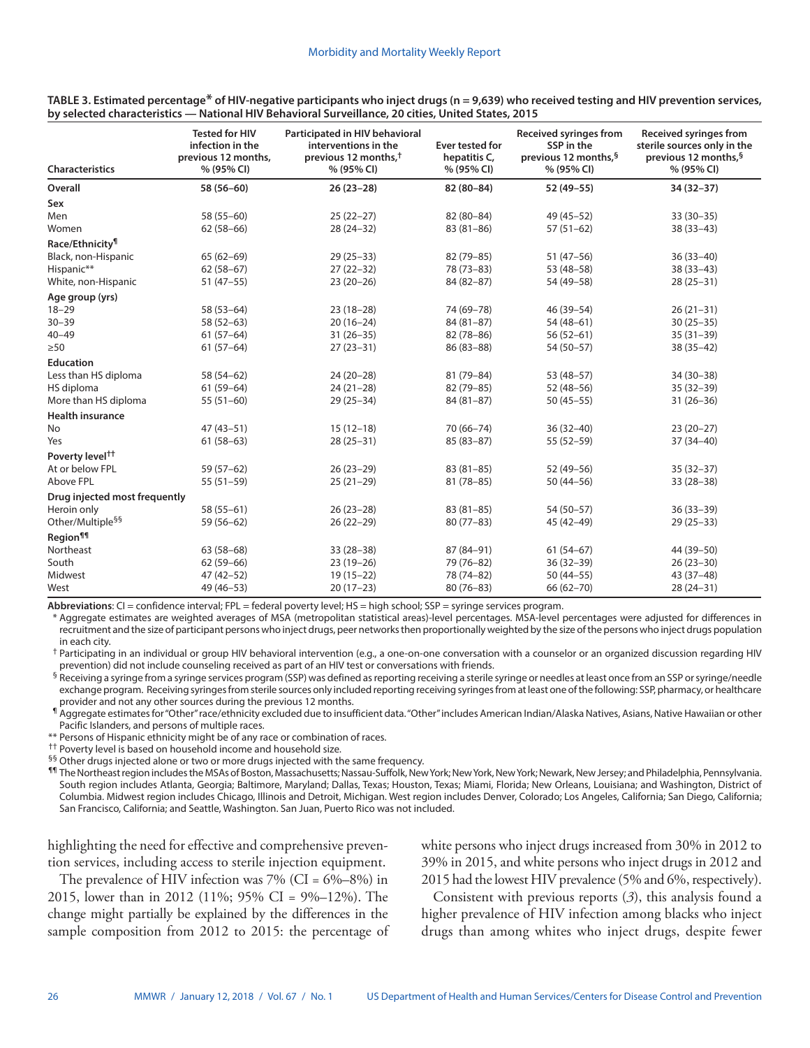**TABLE 3. Estimated percentage[*] of HIV-negative participants who inject drugs (n = 9,639) who received testing and HIV prevention services, by selected characteristics — National HIV Behavioral Surveillance, 20 cities, United States, 2015**

| Characteristics | Tested for HIV infection in the previous 12 months, % (95% CI) | Participated in HIV behavioral interventions in the previous 12 months,[†] % (95% CI) | Ever tested for hepatitis C, % (95% CI) | Received syringes from SSP in the previous 12 months,[§] % (95% CI) | Received syringes from sterile sources only in the previous 12 months,[§] % (95% CI) |
|---|---|---|---|---|---|
| **Overall** | **58 (56–60)** | **26 (23–28)** | **82 (80–84)** | **52 (49–55)** | **34 (32–37)** |
| **Sex** | | | | | |
| Men | 58 (55–60) | 25 (22–27) | 82 (80–84) | 49 (45–52) | 33 (30–35) |
| Women | 62 (58–66) | 28 (24–32) | 83 (81–86) | 57 (51–62) | 38 (33–43) |
| **Race/Ethnicity[¶]** | | | | | |
| Black, non-Hispanic | 65 (62–69) | 29 (25–33) | 82 (79–85) | 51 (47–56) | 36 (33–40) |
| Hispanic[**] | 62 (58–67) | 27 (22–32) | 78 (73–83) | 53 (48–58) | 38 (33–43) |
| White, non-Hispanic | 51 (47–55) | 23 (20–26) | 84 (82–87) | 54 (49–58) | 28 (25–31) |
| **Age group (yrs)** | | | | | |
| 18–29 | 58 (53–64) | 23 (18–28) | 74 (69–78) | 46 (39–54) | 26 (21–31) |
| 30–39 | 58 (52–63) | 20 (16–24) | 84 (81–87) | 54 (48–61) | 30 (25–35) |
| 40–49 | 61 (57–64) | 31 (26–35) | 82 (78–86) | 56 (52–61) | 35 (31–39) |
| ≥50 | 61 (57–64) | 27 (23–31) | 86 (83–88) | 54 (50–57) | 38 (35–42) |
| **Education** | | | | | |
| Less than HS diploma | 58 (54–62) | 24 (20–28) | 81 (79–84) | 53 (48–57) | 34 (30–38) |
| HS diploma | 61 (59–64) | 24 (21–28) | 82 (79–85) | 52 (48–56) | 35 (32–39) |
| More than HS diploma | 55 (51–60) | 29 (25–34) | 84 (81–87) | 50 (45–55) | 31 (26–36) |
| **Health insurance** | | | | | |
| No | 47 (43–51) | 15 (12–18) | 70 (66–74) | 36 (32–40) | 23 (20–27) |
| Yes | 61 (58–63) | 28 (25–31) | 85 (83–87) | 55 (52–59) | 37 (34–40) |
| **Poverty level[††]** | | | | | |
| At or below FPL | 59 (57–62) | 26 (23–29) | 83 (81–85) | 52 (49–56) | 35 (32–37) |
| Above FPL | 55 (51–59) | 25 (21–29) | 81 (78–85) | 50 (44–56) | 33 (28–38) |
| **Drug injected most frequently** | | | | | |
| Heroin only | 58 (55–61) | 26 (23–28) | 83 (81–85) | 54 (50–57) | 36 (33–39) |
| Other/Multiple[§§] | 59 (56–62) | 26 (22–29) | 80 (77–83) | 45 (42–49) | 29 (25–33) |
| **Region[¶¶]** | | | | | |
| Northeast | 63 (58–68) | 33 (28–38) | 87 (84–91) | 61 (54–67) | 44 (39–50) |
| South | 62 (59–66) | 23 (19–26) | 79 (76–82) | 36 (32–39) | 26 (23–30) |
| Midwest | 47 (42–52) | 19 (15–22) | 78 (74–82) | 50 (44–55) | 43 (37–48) |
| West | 49 (46–53) | 20 (17–23) | 80 (76–83) | 66 (62–70) | 28 (24–31) |

**Abbreviations**: CI = confidence interval; FPL = federal poverty level; HS = high school; SSP = syringe services program.

[*] Aggregate estimates are weighted averages of MSA (metropolitan statistical areas)-level percentages. MSA-level percentages were adjusted for differences in recruitment and the size of participant persons who inject drugs, peer networks then proportionally weighted by the size of the persons who inject drugs population in each city.

[†] Participating in an individual or group HIV behavioral intervention (e.g., a one-on-one conversation with a counselor or an organized discussion regarding HIV prevention) did not include counseling received as part of an HIV test or conversations with friends.

[§] Receiving a syringe from a syringe services program (SSP) was defined as reporting receiving a sterile syringe or needles at least once from an SSP or syringe/needle exchange program. Receiving syringes from sterile sources only included reporting receiving syringes from at least one of the following: SSP, pharmacy, or healthcare provider and not any other sources during the previous 12 months.

[¶] Aggregate estimates for "Other" race/ethnicity excluded due to insufficient data. "Other" includes American Indian/Alaska Natives, Asians, Native Hawaiian or other Pacific Islanders, and persons of multiple races.

[**] Persons of Hispanic ethnicity might be of any race or combination of races.

[††] Poverty level is based on household income and household size.

[§§] Other drugs injected alone or two or more drugs injected with the same frequency.

[¶¶] The Northeast region includes the MSAs of Boston, Massachusetts; Nassau-Suffolk, New York; New York, New York; Newark, New Jersey; and Philadelphia, Pennsylvania. South region includes Atlanta, Georgia; Baltimore, Maryland; Dallas, Texas; Houston, Texas; Miami, Florida; New Orleans, Louisiana; and Washington, District of Columbia. Midwest region includes Chicago, Illinois and Detroit, Michigan. West region includes Denver, Colorado; Los Angeles, California; San Diego, California; San Francisco, California; and Seattle, Washington. San Juan, Puerto Rico was not included.

highlighting the need for effective and comprehensive prevention services, including access to sterile injection equipment.

The prevalence of HIV infection was 7% (CI = 6%–8%) in 2015, lower than in 2012 (11%; 95% CI = 9%–12%). The change might partially be explained by the differences in the sample composition from 2012 to 2015: the percentage of white persons who inject drugs increased from 30% in 2012 to 39% in 2015, and white persons who inject drugs in 2012 and 2015 had the lowest HIV prevalence (5% and 6%, respectively).

Consistent with previous reports (*3*), this analysis found a higher prevalence of HIV infection among blacks who inject drugs than among whites who inject drugs, despite fewer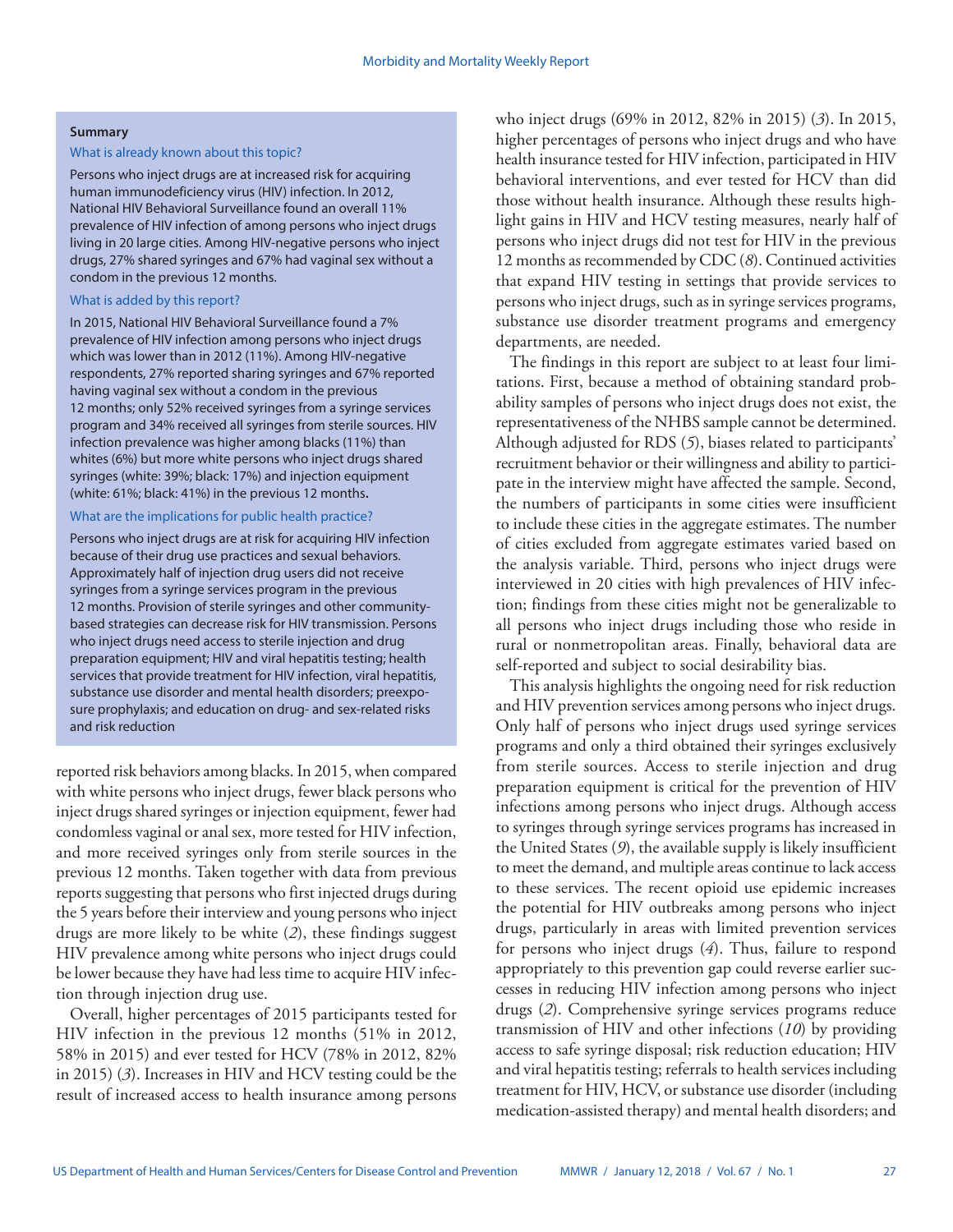**Summary**

**What is already known about this topic?**

Persons who inject drugs are at increased risk for acquiring human immunodeficiency virus (HIV) infection. In 2012, National HIV Behavioral Surveillance found an overall 11% prevalence of HIV infection of among persons who inject drugs living in 20 large cities. Among HIV-negative persons who inject drugs, 27% shared syringes and 67% had vaginal sex without a condom in the previous 12 months.

**What is added by this report?**

In 2015, National HIV Behavioral Surveillance found a 7% prevalence of HIV infection among persons who inject drugs which was lower than in 2012 (11%). Among HIV-negative respondents, 27% reported sharing syringes and 67% reported having vaginal sex without a condom in the previous 12 months; only 52% received syringes from a syringe services program and 34% received all syringes from sterile sources. HIV infection prevalence was higher among blacks (11%) than whites (6%) but more white persons who inject drugs shared syringes (white: 39%; black: 17%) and injection equipment (white: 61%; black: 41%) in the previous 12 months.

**What are the implications for public health practice?**

Persons who inject drugs are at risk for acquiring HIV infection because of their drug use practices and sexual behaviors. Approximately half of injection drug users did not receive syringes from a syringe services program in the previous 12 months. Provision of sterile syringes and other community-based strategies can decrease risk for HIV transmission. Persons who inject drugs need access to sterile injection and drug preparation equipment; HIV and viral hepatitis testing; health services that provide treatment for HIV infection, viral hepatitis, substance use disorder and mental health disorders; preexposure prophylaxis; and education on drug- and sex-related risks and risk reduction

reported risk behaviors among blacks. In 2015, when compared with white persons who inject drugs, fewer black persons who inject drugs shared syringes or injection equipment, fewer had condomless vaginal or anal sex, more tested for HIV infection, and more received syringes only from sterile sources in the previous 12 months. Taken together with data from previous reports suggesting that persons who first injected drugs during the 5 years before their interview and young persons who inject drugs are more likely to be white (*2*), these findings suggest HIV prevalence among white persons who inject drugs could be lower because they have had less time to acquire HIV infection through injection drug use.

Overall, higher percentages of 2015 participants tested for HIV infection in the previous 12 months (51% in 2012, 58% in 2015) and ever tested for HCV (78% in 2012, 82% in 2015) (*3*). Increases in HIV and HCV testing could be the result of increased access to health insurance among persons who inject drugs (69% in 2012, 82% in 2015) (*3*). In 2015, higher percentages of persons who inject drugs and who have health insurance tested for HIV infection, participated in HIV behavioral interventions, and ever tested for HCV than did those without health insurance. Although these results highlight gains in HIV and HCV testing measures, nearly half of persons who inject drugs did not test for HIV in the previous 12 months as recommended by CDC (*8*). Continued activities that expand HIV testing in settings that provide services to persons who inject drugs, such as in syringe services programs, substance use disorder treatment programs and emergency departments, are needed.

The findings in this report are subject to at least four limitations. First, because a method of obtaining standard probability samples of persons who inject drugs does not exist, the representativeness of the NHBS sample cannot be determined. Although adjusted for RDS (*5*), biases related to participants' recruitment behavior or their willingness and ability to participate in the interview might have affected the sample. Second, the numbers of participants in some cities were insufficient to include these cities in the aggregate estimates. The number of cities excluded from aggregate estimates varied based on the analysis variable. Third, persons who inject drugs were interviewed in 20 cities with high prevalences of HIV infection; findings from these cities might not be generalizable to all persons who inject drugs including those who reside in rural or nonmetropolitan areas. Finally, behavioral data are self-reported and subject to social desirability bias.

This analysis highlights the ongoing need for risk reduction and HIV prevention services among persons who inject drugs. Only half of persons who inject drugs used syringe services programs and only a third obtained their syringes exclusively from sterile sources. Access to sterile injection and drug preparation equipment is critical for the prevention of HIV infections among persons who inject drugs. Although access to syringes through syringe services programs has increased in the United States (*9*), the available supply is likely insufficient to meet the demand, and multiple areas continue to lack access to these services. The recent opioid use epidemic increases the potential for HIV outbreaks among persons who inject drugs, particularly in areas with limited prevention services for persons who inject drugs (*4*). Thus, failure to respond appropriately to this prevention gap could reverse earlier successes in reducing HIV infection among persons who inject drugs (*2*). Comprehensive syringe services programs reduce transmission of HIV and other infections (*10*) by providing access to safe syringe disposal; risk reduction education; HIV and viral hepatitis testing; referrals to health services including treatment for HIV, HCV, or substance use disorder (including medication-assisted therapy) and mental health disorders; and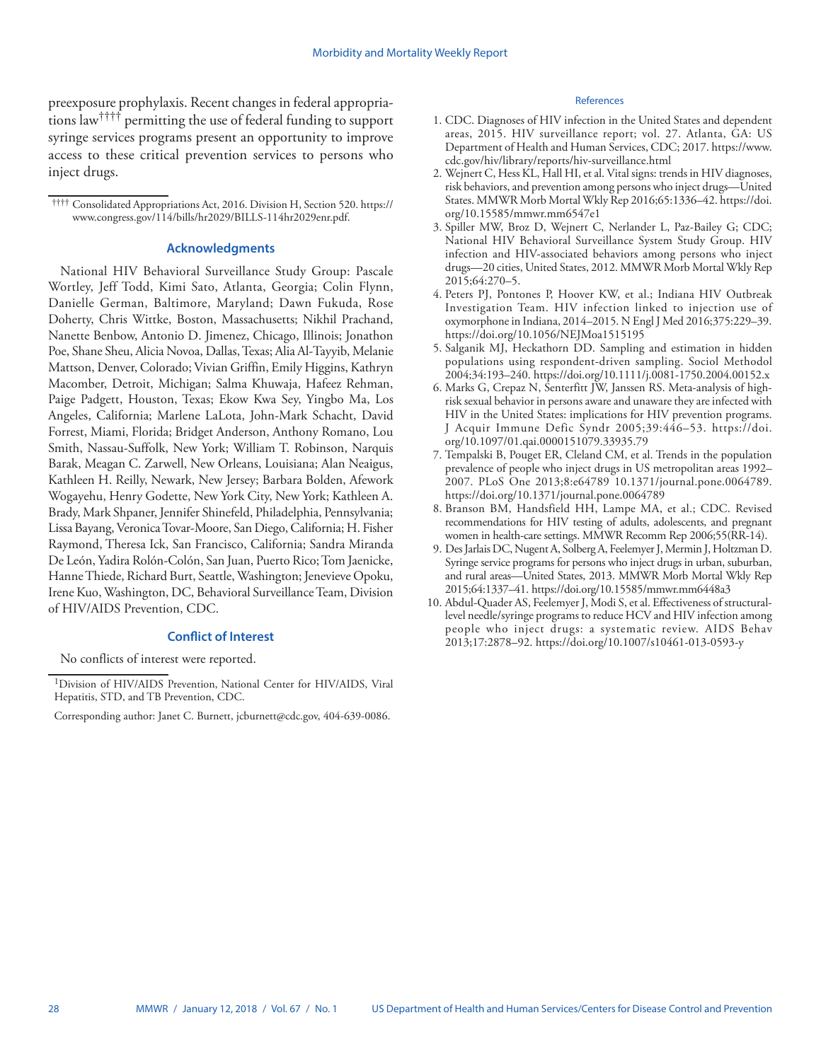preexposure prophylaxis. Recent changes in federal appropriations law†††† permitting the use of federal funding to support syringe services programs present an opportunity to improve access to these critical prevention services to persons who inject drugs.

†††† Consolidated Appropriations Act, 2016. Division H, Section 520. https://www.congress.gov/114/bills/hr2029/BILLS-114hr2029enr.pdf.

## Acknowledgments

National HIV Behavioral Surveillance Study Group: Pascale Wortley, Jeff Todd, Kimi Sato, Atlanta, Georgia; Colin Flynn, Danielle German, Baltimore, Maryland; Dawn Fukuda, Rose Doherty, Chris Wittke, Boston, Massachusetts; Nikhil Prachand, Nanette Benbow, Antonio D. Jimenez, Chicago, Illinois; Jonathon Poe, Shane Sheu, Alicia Novoa, Dallas, Texas; Alia Al-Tayyib, Melanie Mattson, Denver, Colorado; Vivian Griffin, Emily Higgins, Kathryn Macomber, Detroit, Michigan; Salma Khuwaja, Hafeez Rehman, Paige Padgett, Houston, Texas; Ekow Kwa Sey, Yingbo Ma, Los Angeles, California; Marlene LaLota, John-Mark Schacht, David Forrest, Miami, Florida; Bridget Anderson, Anthony Romano, Lou Smith, Nassau-Suffolk, New York; William T. Robinson, Narquis Barak, Meagan C. Zarwell, New Orleans, Louisiana; Alan Neaigus, Kathleen H. Reilly, Newark, New Jersey; Barbara Bolden, Afework Wogayehu, Henry Godette, New York City, New York; Kathleen A. Brady, Mark Shpaner, Jennifer Shinefeld, Philadelphia, Pennsylvania; Lissa Bayang, Veronica Tovar-Moore, San Diego, California; H. Fisher Raymond, Theresa Ick, San Francisco, California; Sandra Miranda De León, Yadira Rolón-Colón, San Juan, Puerto Rico; Tom Jaenicke, Hanne Thiede, Richard Burt, Seattle, Washington; Jenevieve Opoku, Irene Kuo, Washington, DC, Behavioral Surveillance Team, Division of HIV/AIDS Prevention, CDC.

## Conflict of Interest

No conflicts of interest were reported.

[1]Division of HIV/AIDS Prevention, National Center for HIV/AIDS, Viral Hepatitis, STD, and TB Prevention, CDC.

Corresponding author: Janet C. Burnett, jcburnett@cdc.gov, 404-639-0086.

## References

1. CDC. Diagnoses of HIV infection in the United States and dependent areas, 2015. HIV surveillance report; vol. 27. Atlanta, GA: US Department of Health and Human Services, CDC; 2017. https://www.cdc.gov/hiv/library/reports/hiv-surveillance.html
2. Wejnert C, Hess KL, Hall HI, et al. Vital signs: trends in HIV diagnoses, risk behaviors, and prevention among persons who inject drugs—United States. MMWR Morb Mortal Wkly Rep 2016;65:1336–42. https://doi.org/10.15585/mmwr.mm6547e1
3. Spiller MW, Broz D, Wejnert C, Nerlander L, Paz-Bailey G; CDC; National HIV Behavioral Surveillance System Study Group. HIV infection and HIV-associated behaviors among persons who inject drugs—20 cities, United States, 2012. MMWR Morb Mortal Wkly Rep 2015;64:270–5.
4. Peters PJ, Pontones P, Hoover KW, et al.; Indiana HIV Outbreak Investigation Team. HIV infection linked to injection use of oxymorphone in Indiana, 2014–2015. N Engl J Med 2016;375:229–39. https://doi.org/10.1056/NEJMoa1515195
5. Salganik MJ, Heckathorn DD. Sampling and estimation in hidden populations using respondent-driven sampling. Sociol Methodol 2004;34:193–240. https://doi.org/10.1111/j.0081-1750.2004.00152.x
6. Marks G, Crepaz N, Senterfitt JW, Janssen RS. Meta-analysis of high-risk sexual behavior in persons aware and unaware they are infected with HIV in the United States: implications for HIV prevention programs. J Acquir Immune Defic Syndr 2005;39:446–53. https://doi.org/10.1097/01.qai.0000151079.33935.79
7. Tempalski B, Pouget ER, Cleland CM, et al. Trends in the population prevalence of people who inject drugs in US metropolitan areas 1992–2007. PLoS One 2013;8:e64789 10.1371/journal.pone.0064789. https://doi.org/10.1371/journal.pone.0064789
8. Branson BM, Handsfield HH, Lampe MA, et al.; CDC. Revised recommendations for HIV testing of adults, adolescents, and pregnant women in health-care settings. MMWR Recomm Rep 2006;55(RR-14).
9. Des Jarlais DC, Nugent A, Solberg A, Feelemyer J, Mermin J, Holtzman D. Syringe service programs for persons who inject drugs in urban, suburban, and rural areas—United States, 2013. MMWR Morb Mortal Wkly Rep 2015;64:1337–41. https://doi.org/10.15585/mmwr.mm6448a3
10. Abdul-Quader AS, Feelemyer J, Modi S, et al. Effectiveness of structural-level needle/syringe programs to reduce HCV and HIV infection among people who inject drugs: a systematic review. AIDS Behav 2013;17:2878–92. https://doi.org/10.1007/s10461-013-0593-y